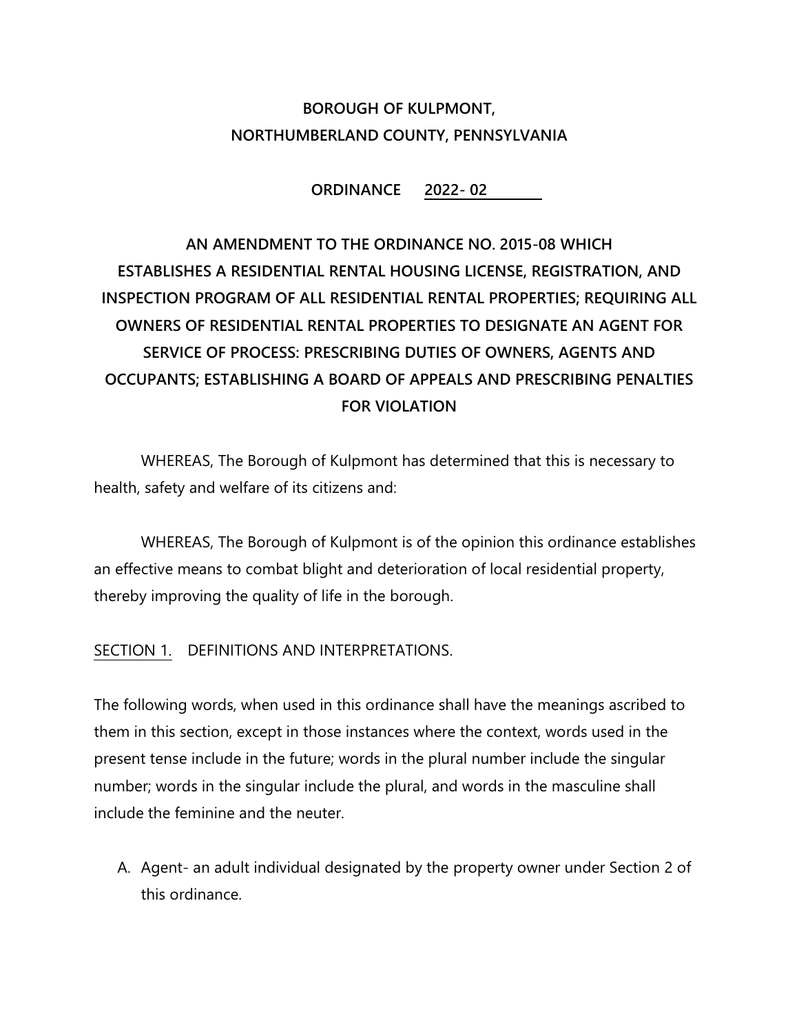# BOROUGH OF KULPMONT, NORTHUMBERLAND COUNTY, PENNSYLVANIA

**ORDINANCE 2022- 02**

## AN AMENDMENT TO THE ORDINANCE NO. 2015-08 WHICH ESTABLISHES A RESIDENTIAL RENTAL HOUSING LICENSE, REGISTRATION, AND INSPECTION PROGRAM OF ALL RESIDENTIAL RENTAL PROPERTIES; REQUIRING ALL OWNERS OF RESIDENTIAL RENTAL PROPERTIES TO DESIGNATE AN AGENT FOR SERVICE OF PROCESS: PRESCRIBING DUTIES OF OWNERS, AGENTS AND OCCUPANTS; ESTABLISHING A BOARD OF APPEALS AND PRESCRIBING PENALTIES FOR VIOLATION

WHEREAS, The Borough of Kulpmont has determined that this is necessary to health, safety and welfare of its citizens and:

WHEREAS, The Borough of Kulpmont is of the opinion this ordinance establishes an effective means to combat blight and deterioration of local residential property, thereby improving the quality of life in the borough.

SECTION 1. DEFINITIONS AND INTERPRETATIONS.

The following words, when used in this ordinance shall have the meanings ascribed to them in this section, except in those instances where the context, words used in the present tense include in the future; words in the plural number include the singular number; words in the singular include the plural, and words in the masculine shall include the feminine and the neuter.

A. Agent- an adult individual designated by the property owner under Section 2 of this ordinance.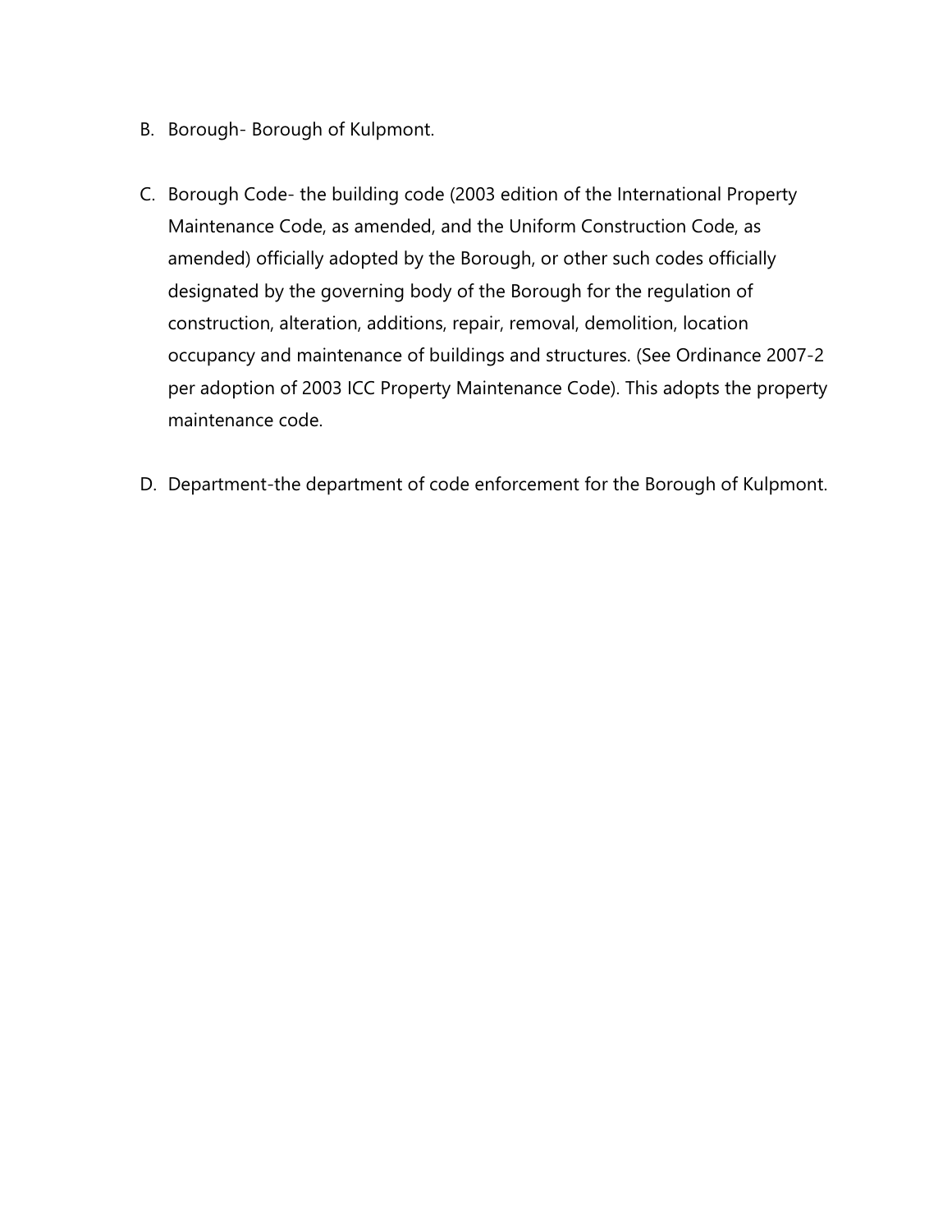B. Borough- Borough of Kulpmont.

C. Borough Code- the building code (2003 edition of the International Property Maintenance Code, as amended, and the Uniform Construction Code, as amended) officially adopted by the Borough, or other such codes officially designated by the governing body of the Borough for the regulation of construction, alteration, additions, repair, removal, demolition, location occupancy and maintenance of buildings and structures. (See Ordinance 2007-2 per adoption of 2003 ICC Property Maintenance Code). This adopts the property maintenance code.

D. Department-the department of code enforcement for the Borough of Kulpmont.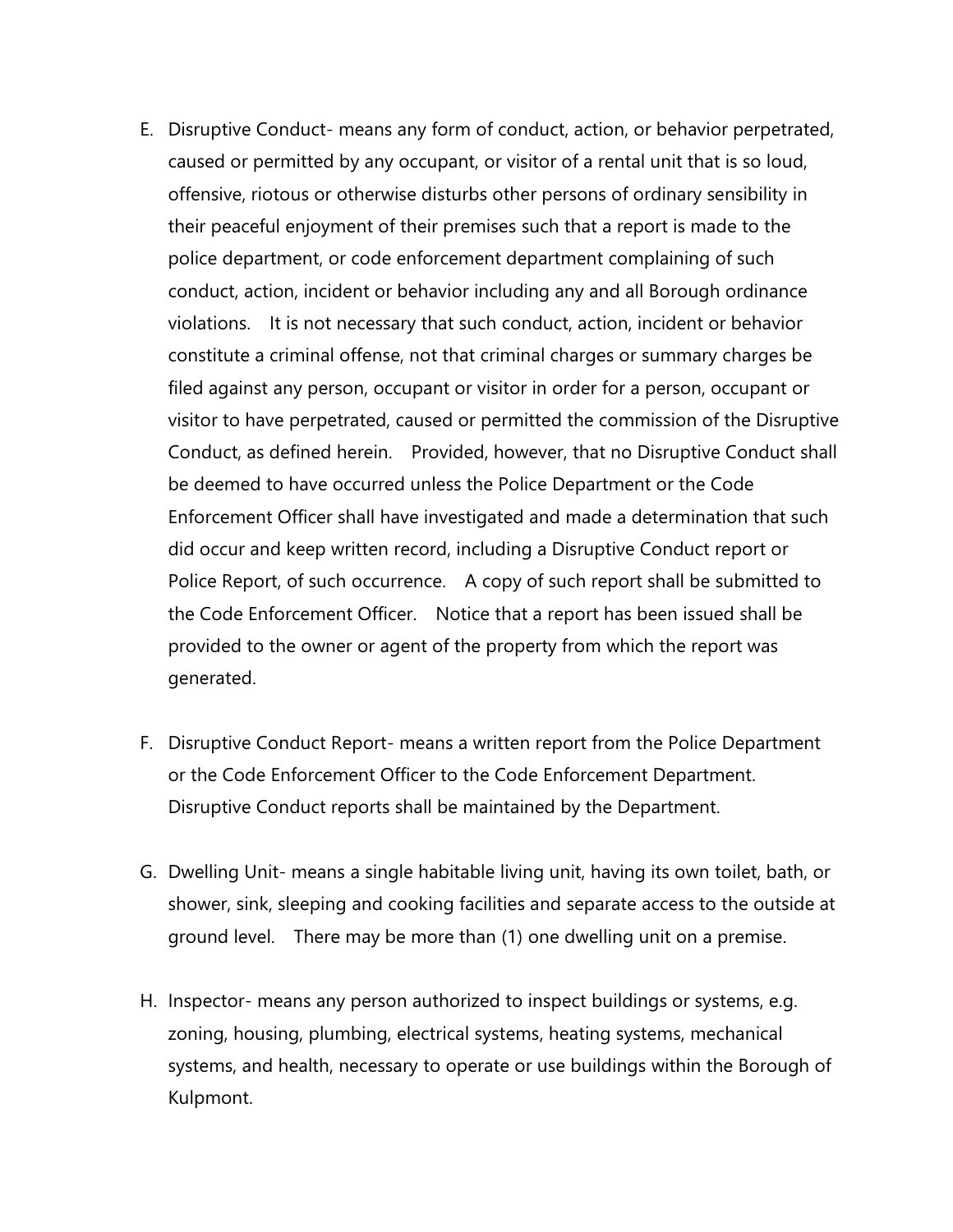E. Disruptive Conduct- means any form of conduct, action, or behavior perpetrated, caused or permitted by any occupant, or visitor of a rental unit that is so loud, offensive, riotous or otherwise disturbs other persons of ordinary sensibility in their peaceful enjoyment of their premises such that a report is made to the police department, or code enforcement department complaining of such conduct, action, incident or behavior including any and all Borough ordinance violations. It is not necessary that such conduct, action, incident or behavior constitute a criminal offense, not that criminal charges or summary charges be filed against any person, occupant or visitor in order for a person, occupant or visitor to have perpetrated, caused or permitted the commission of the Disruptive Conduct, as defined herein. Provided, however, that no Disruptive Conduct shall be deemed to have occurred unless the Police Department or the Code Enforcement Officer shall have investigated and made a determination that such did occur and keep written record, including a Disruptive Conduct report or Police Report, of such occurrence. A copy of such report shall be submitted to the Code Enforcement Officer. Notice that a report has been issued shall be provided to the owner or agent of the property from which the report was generated.

F. Disruptive Conduct Report- means a written report from the Police Department or the Code Enforcement Officer to the Code Enforcement Department. Disruptive Conduct reports shall be maintained by the Department.

G. Dwelling Unit- means a single habitable living unit, having its own toilet, bath, or shower, sink, sleeping and cooking facilities and separate access to the outside at ground level. There may be more than (1) one dwelling unit on a premise.

H. Inspector- means any person authorized to inspect buildings or systems, e.g. zoning, housing, plumbing, electrical systems, heating systems, mechanical systems, and health, necessary to operate or use buildings within the Borough of Kulpmont.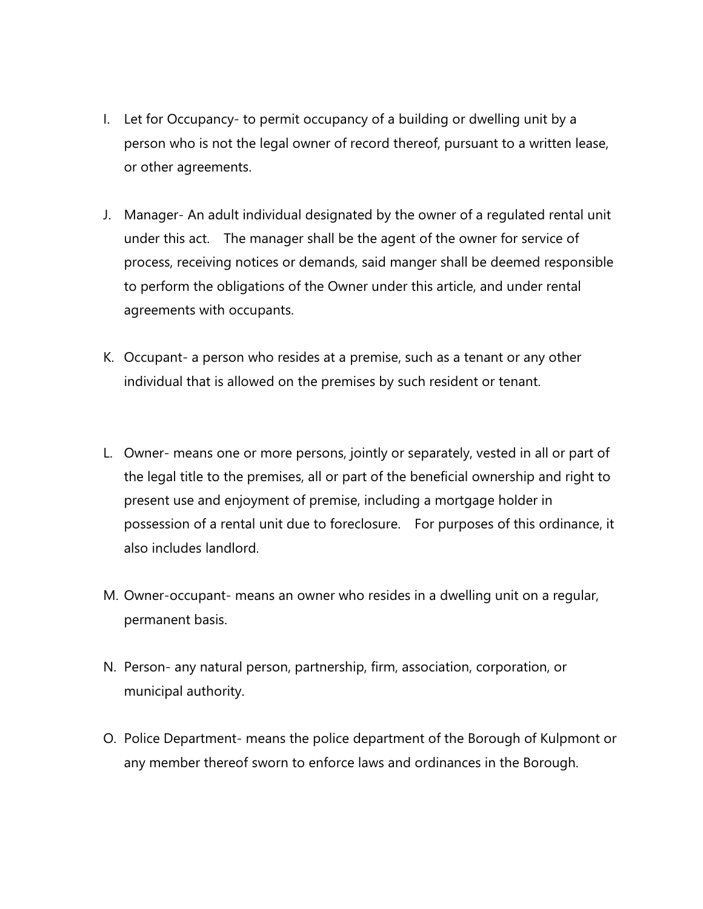I. Let for Occupancy- to permit occupancy of a building or dwelling unit by a person who is not the legal owner of record thereof, pursuant to a written lease, or other agreements.

J. Manager- An adult individual designated by the owner of a regulated rental unit under this act. The manager shall be the agent of the owner for service of process, receiving notices or demands, said manger shall be deemed responsible to perform the obligations of the Owner under this article, and under rental agreements with occupants.

K. Occupant- a person who resides at a premise, such as a tenant or any other individual that is allowed on the premises by such resident or tenant.

L. Owner- means one or more persons, jointly or separately, vested in all or part of the legal title to the premises, all or part of the beneficial ownership and right to present use and enjoyment of premise, including a mortgage holder in possession of a rental unit due to foreclosure. For purposes of this ordinance, it also includes landlord.

M. Owner-occupant- means an owner who resides in a dwelling unit on a regular, permanent basis.

N. Person- any natural person, partnership, firm, association, corporation, or municipal authority.

O. Police Department- means the police department of the Borough of Kulpmont or any member thereof sworn to enforce laws and ordinances in the Borough.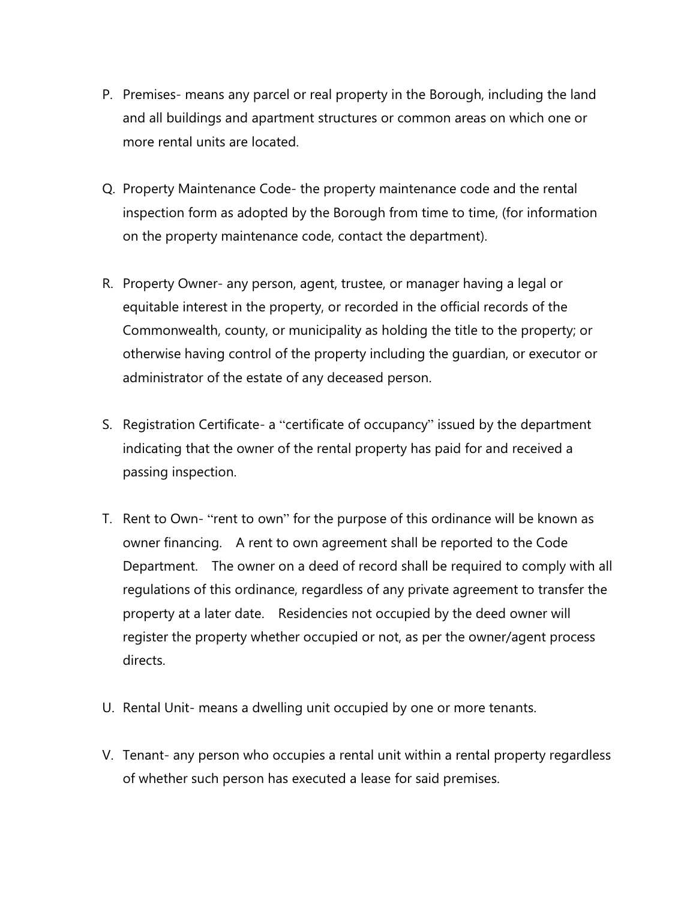P. Premises- means any parcel or real property in the Borough, including the land and all buildings and apartment structures or common areas on which one or more rental units are located.

Q. Property Maintenance Code- the property maintenance code and the rental inspection form as adopted by the Borough from time to time, (for information on the property maintenance code, contact the department).

R. Property Owner- any person, agent, trustee, or manager having a legal or equitable interest in the property, or recorded in the official records of the Commonwealth, county, or municipality as holding the title to the property; or otherwise having control of the property including the guardian, or executor or administrator of the estate of any deceased person.

S. Registration Certificate- a "certificate of occupancy" issued by the department indicating that the owner of the rental property has paid for and received a passing inspection.

T. Rent to Own- "rent to own" for the purpose of this ordinance will be known as owner financing. A rent to own agreement shall be reported to the Code Department. The owner on a deed of record shall be required to comply with all regulations of this ordinance, regardless of any private agreement to transfer the property at a later date. Residencies not occupied by the deed owner will register the property whether occupied or not, as per the owner/agent process directs.

U. Rental Unit- means a dwelling unit occupied by one or more tenants.

V. Tenant- any person who occupies a rental unit within a rental property regardless of whether such person has executed a lease for said premises.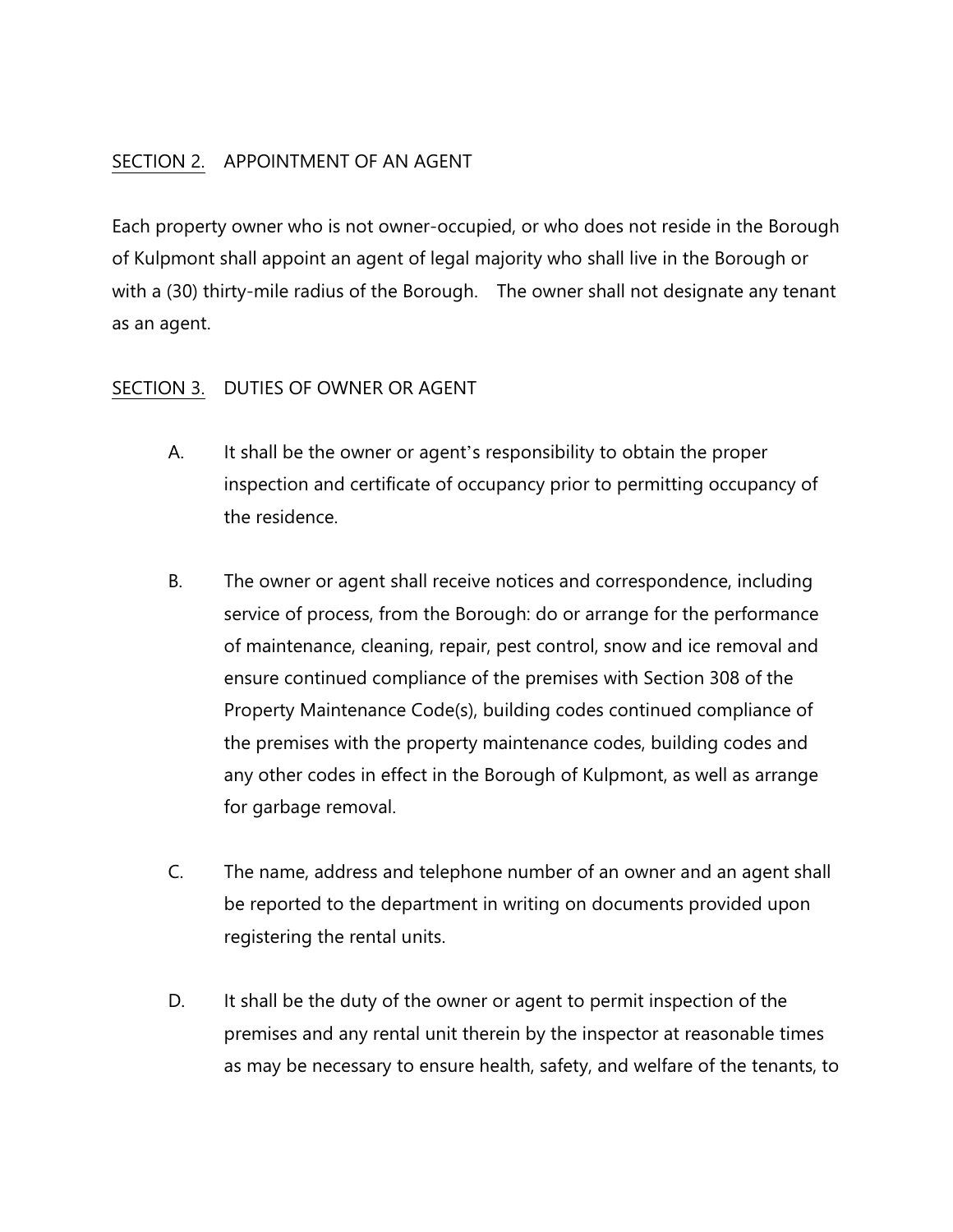<u>SECTION 2.</u> APPOINTMENT OF AN AGENT

Each property owner who is not owner-occupied, or who does not reside in the Borough of Kulpmont shall appoint an agent of legal majority who shall live in the Borough or with a (30) thirty-mile radius of the Borough. The owner shall not designate any tenant as an agent.

<u>SECTION 3.</u> DUTIES OF OWNER OR AGENT

A. It shall be the owner or agent's responsibility to obtain the proper inspection and certificate of occupancy prior to permitting occupancy of the residence.

B. The owner or agent shall receive notices and correspondence, including service of process, from the Borough: do or arrange for the performance of maintenance, cleaning, repair, pest control, snow and ice removal and ensure continued compliance of the premises with Section 308 of the Property Maintenance Code(s), building codes continued compliance of the premises with the property maintenance codes, building codes and any other codes in effect in the Borough of Kulpmont, as well as arrange for garbage removal.

C. The name, address and telephone number of an owner and an agent shall be reported to the department in writing on documents provided upon registering the rental units.

D. It shall be the duty of the owner or agent to permit inspection of the premises and any rental unit therein by the inspector at reasonable times as may be necessary to ensure health, safety, and welfare of the tenants, to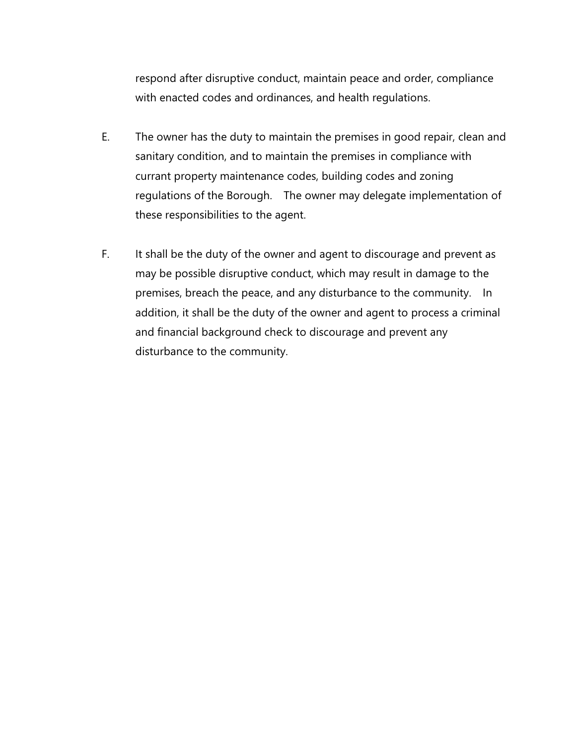respond after disruptive conduct, maintain peace and order, compliance with enacted codes and ordinances, and health regulations.

E. The owner has the duty to maintain the premises in good repair, clean and sanitary condition, and to maintain the premises in compliance with currant property maintenance codes, building codes and zoning regulations of the Borough. The owner may delegate implementation of these responsibilities to the agent.

F. It shall be the duty of the owner and agent to discourage and prevent as may be possible disruptive conduct, which may result in damage to the premises, breach the peace, and any disturbance to the community. In addition, it shall be the duty of the owner and agent to process a criminal and financial background check to discourage and prevent any disturbance to the community.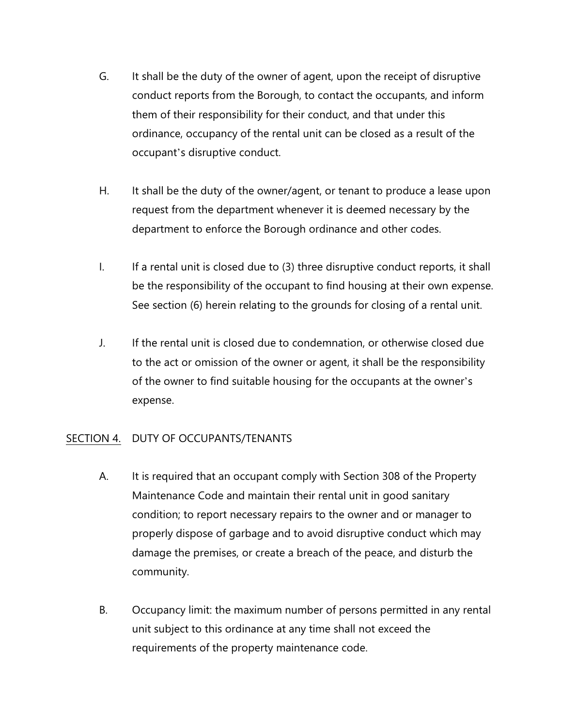G. It shall be the duty of the owner of agent, upon the receipt of disruptive conduct reports from the Borough, to contact the occupants, and inform them of their responsibility for their conduct, and that under this ordinance, occupancy of the rental unit can be closed as a result of the occupant's disruptive conduct.

H. It shall be the duty of the owner/agent, or tenant to produce a lease upon request from the department whenever it is deemed necessary by the department to enforce the Borough ordinance and other codes.

I. If a rental unit is closed due to (3) three disruptive conduct reports, it shall be the responsibility of the occupant to find housing at their own expense. See section (6) herein relating to the grounds for closing of a rental unit.

J. If the rental unit is closed due to condemnation, or otherwise closed due to the act or omission of the owner or agent, it shall be the responsibility of the owner to find suitable housing for the occupants at the owner's expense.

<u>SECTION 4.</u> DUTY OF OCCUPANTS/TENANTS

A. It is required that an occupant comply with Section 308 of the Property Maintenance Code and maintain their rental unit in good sanitary condition; to report necessary repairs to the owner and or manager to properly dispose of garbage and to avoid disruptive conduct which may damage the premises, or create a breach of the peace, and disturb the community.

B. Occupancy limit: the maximum number of persons permitted in any rental unit subject to this ordinance at any time shall not exceed the requirements of the property maintenance code.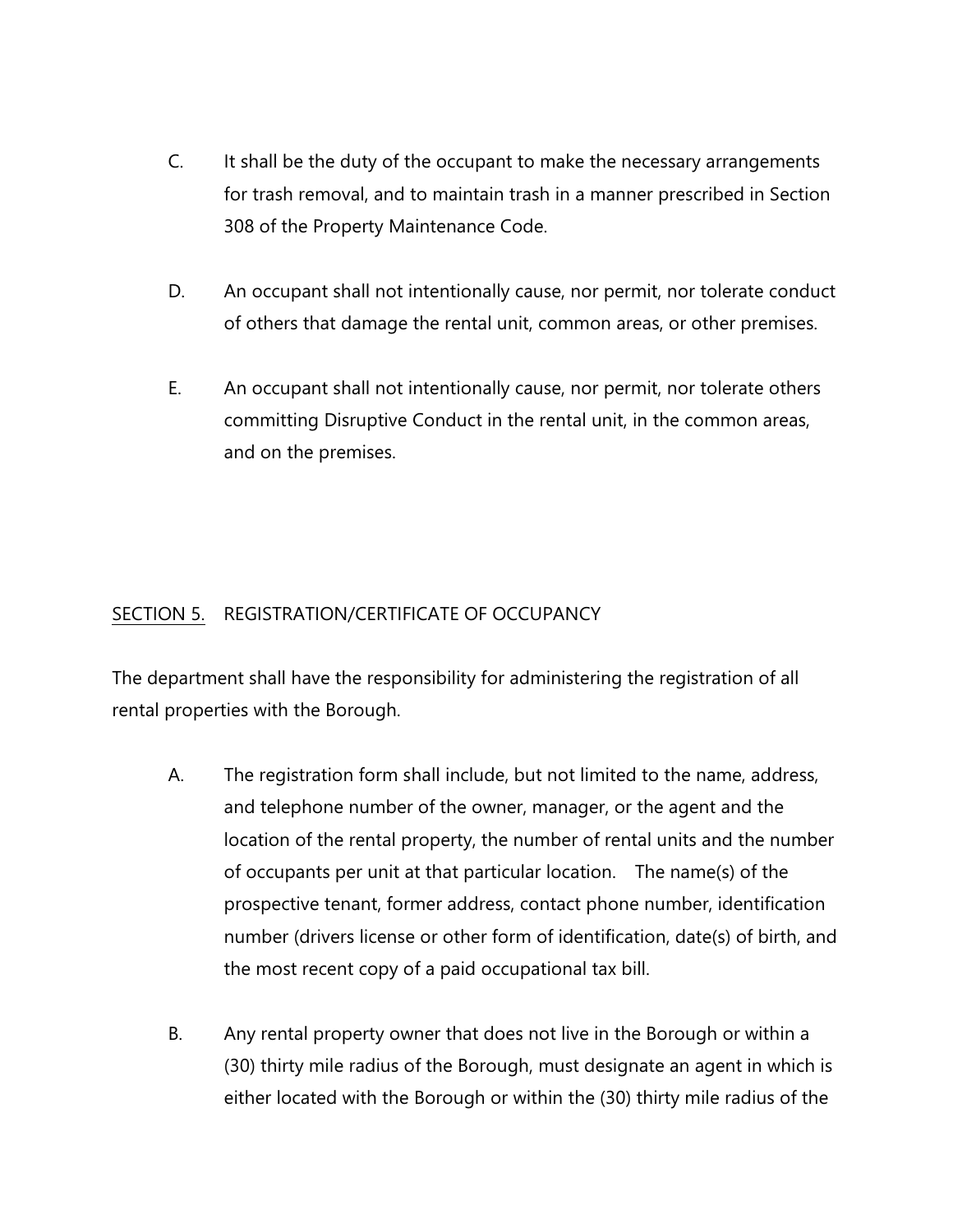C. It shall be the duty of the occupant to make the necessary arrangements for trash removal, and to maintain trash in a manner prescribed in Section 308 of the Property Maintenance Code.

D. An occupant shall not intentionally cause, nor permit, nor tolerate conduct of others that damage the rental unit, common areas, or other premises.

E. An occupant shall not intentionally cause, nor permit, nor tolerate others committing Disruptive Conduct in the rental unit, in the common areas, and on the premises.

SECTION 5. REGISTRATION/CERTIFICATE OF OCCUPANCY

The department shall have the responsibility for administering the registration of all rental properties with the Borough.

A. The registration form shall include, but not limited to the name, address, and telephone number of the owner, manager, or the agent and the location of the rental property, the number of rental units and the number of occupants per unit at that particular location. The name(s) of the prospective tenant, former address, contact phone number, identification number (drivers license or other form of identification, date(s) of birth, and the most recent copy of a paid occupational tax bill.

B. Any rental property owner that does not live in the Borough or within a (30) thirty mile radius of the Borough, must designate an agent in which is either located with the Borough or within the (30) thirty mile radius of the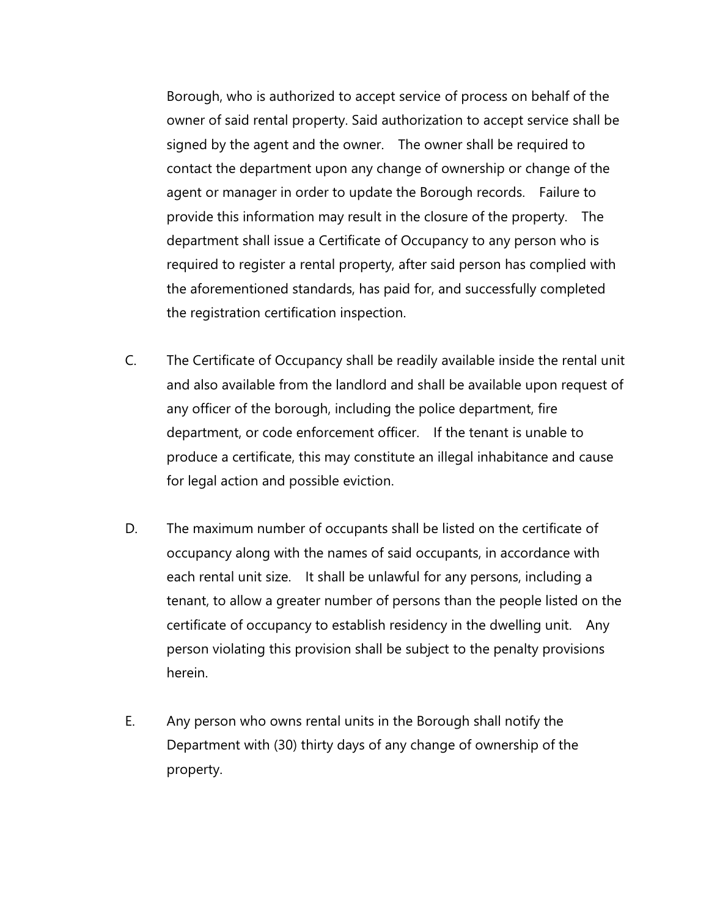Borough, who is authorized to accept service of process on behalf of the owner of said rental property. Said authorization to accept service shall be signed by the agent and the owner. The owner shall be required to contact the department upon any change of ownership or change of the agent or manager in order to update the Borough records. Failure to provide this information may result in the closure of the property. The department shall issue a Certificate of Occupancy to any person who is required to register a rental property, after said person has complied with the aforementioned standards, has paid for, and successfully completed the registration certification inspection.

C. The Certificate of Occupancy shall be readily available inside the rental unit and also available from the landlord and shall be available upon request of any officer of the borough, including the police department, fire department, or code enforcement officer. If the tenant is unable to produce a certificate, this may constitute an illegal inhabitance and cause for legal action and possible eviction.

D. The maximum number of occupants shall be listed on the certificate of occupancy along with the names of said occupants, in accordance with each rental unit size. It shall be unlawful for any persons, including a tenant, to allow a greater number of persons than the people listed on the certificate of occupancy to establish residency in the dwelling unit. Any person violating this provision shall be subject to the penalty provisions herein.

E. Any person who owns rental units in the Borough shall notify the Department with (30) thirty days of any change of ownership of the property.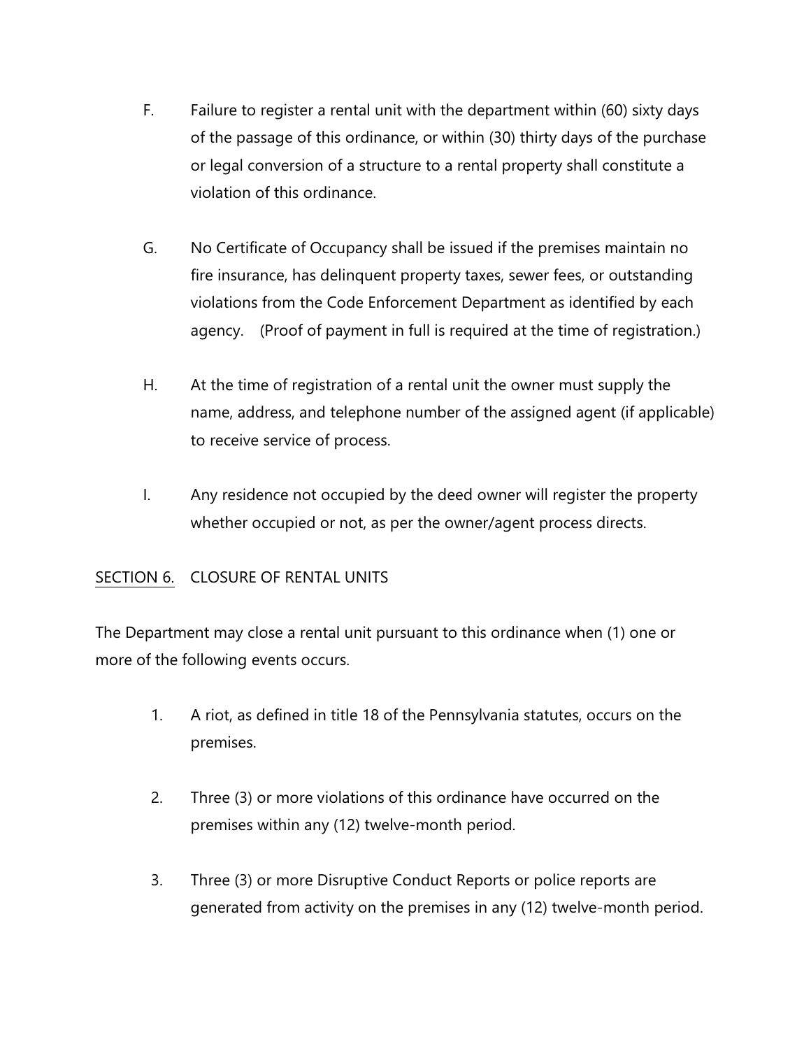F. Failure to register a rental unit with the department within (60) sixty days of the passage of this ordinance, or within (30) thirty days of the purchase or legal conversion of a structure to a rental property shall constitute a violation of this ordinance.

G. No Certificate of Occupancy shall be issued if the premises maintain no fire insurance, has delinquent property taxes, sewer fees, or outstanding violations from the Code Enforcement Department as identified by each agency. (Proof of payment in full is required at the time of registration.)

H. At the time of registration of a rental unit the owner must supply the name, address, and telephone number of the assigned agent (if applicable) to receive service of process.

I. Any residence not occupied by the deed owner will register the property whether occupied or not, as per the owner/agent process directs.

SECTION 6. CLOSURE OF RENTAL UNITS

The Department may close a rental unit pursuant to this ordinance when (1) one or more of the following events occurs.

1. A riot, as defined in title 18 of the Pennsylvania statutes, occurs on the premises.

2. Three (3) or more violations of this ordinance have occurred on the premises within any (12) twelve-month period.

3. Three (3) or more Disruptive Conduct Reports or police reports are generated from activity on the premises in any (12) twelve-month period.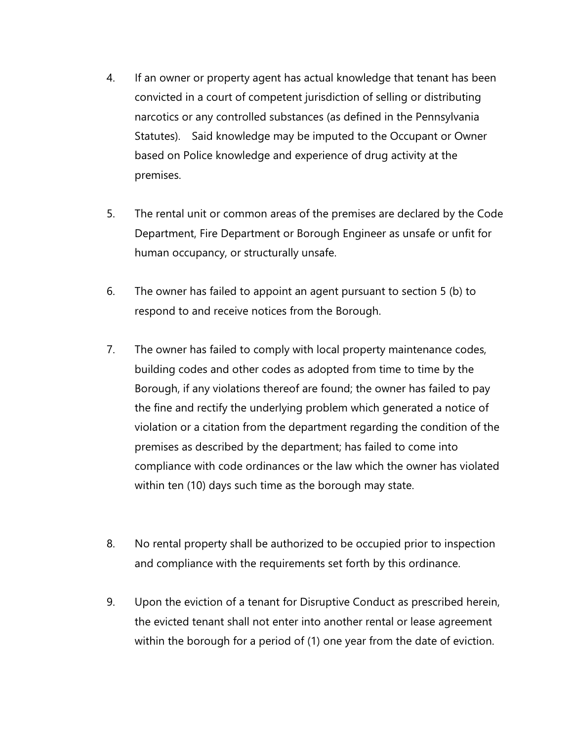4. If an owner or property agent has actual knowledge that tenant has been convicted in a court of competent jurisdiction of selling or distributing narcotics or any controlled substances (as defined in the Pennsylvania Statutes). Said knowledge may be imputed to the Occupant or Owner based on Police knowledge and experience of drug activity at the premises.

5. The rental unit or common areas of the premises are declared by the Code Department, Fire Department or Borough Engineer as unsafe or unfit for human occupancy, or structurally unsafe.

6. The owner has failed to appoint an agent pursuant to section 5 (b) to respond to and receive notices from the Borough.

7. The owner has failed to comply with local property maintenance codes, building codes and other codes as adopted from time to time by the Borough, if any violations thereof are found; the owner has failed to pay the fine and rectify the underlying problem which generated a notice of violation or a citation from the department regarding the condition of the premises as described by the department; has failed to come into compliance with code ordinances or the law which the owner has violated within ten (10) days such time as the borough may state.

8. No rental property shall be authorized to be occupied prior to inspection and compliance with the requirements set forth by this ordinance.

9. Upon the eviction of a tenant for Disruptive Conduct as prescribed herein, the evicted tenant shall not enter into another rental or lease agreement within the borough for a period of (1) one year from the date of eviction.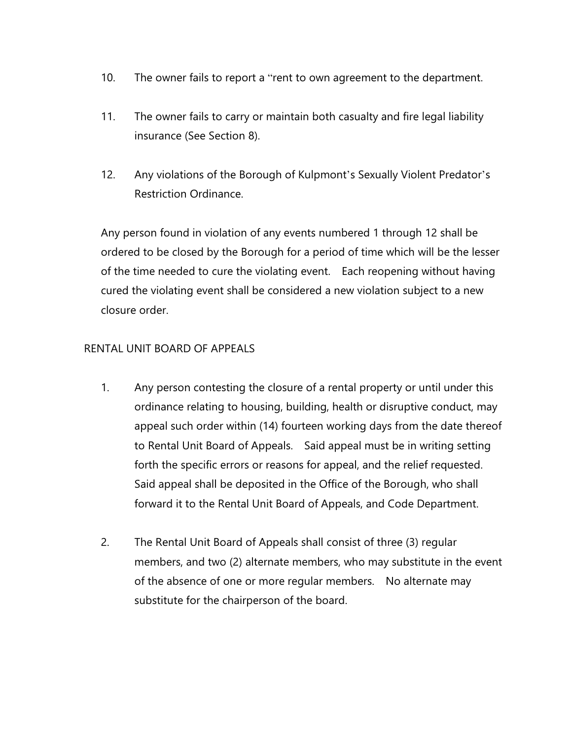10. The owner fails to report a "rent to own agreement to the department.

11. The owner fails to carry or maintain both casualty and fire legal liability insurance (See Section 8).

12. Any violations of the Borough of Kulpmont's Sexually Violent Predator's Restriction Ordinance.

Any person found in violation of any events numbered 1 through 12 shall be ordered to be closed by the Borough for a period of time which will be the lesser of the time needed to cure the violating event. Each reopening without having cured the violating event shall be considered a new violation subject to a new closure order.

RENTAL UNIT BOARD OF APPEALS

1. Any person contesting the closure of a rental property or until under this ordinance relating to housing, building, health or disruptive conduct, may appeal such order within (14) fourteen working days from the date thereof to Rental Unit Board of Appeals. Said appeal must be in writing setting forth the specific errors or reasons for appeal, and the relief requested. Said appeal shall be deposited in the Office of the Borough, who shall forward it to the Rental Unit Board of Appeals, and Code Department.

2. The Rental Unit Board of Appeals shall consist of three (3) regular members, and two (2) alternate members, who may substitute in the event of the absence of one or more regular members. No alternate may substitute for the chairperson of the board.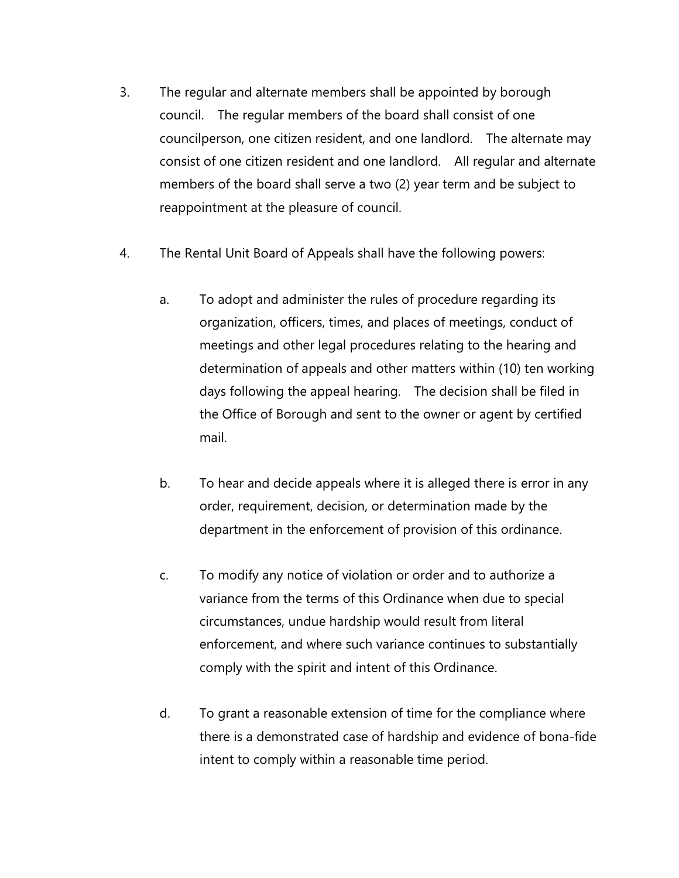3. The regular and alternate members shall be appointed by borough council. The regular members of the board shall consist of one councilperson, one citizen resident, and one landlord. The alternate may consist of one citizen resident and one landlord. All regular and alternate members of the board shall serve a two (2) year term and be subject to reappointment at the pleasure of council.

4. The Rental Unit Board of Appeals shall have the following powers:

   a. To adopt and administer the rules of procedure regarding its organization, officers, times, and places of meetings, conduct of meetings and other legal procedures relating to the hearing and determination of appeals and other matters within (10) ten working days following the appeal hearing. The decision shall be filed in the Office of Borough and sent to the owner or agent by certified mail.

   b. To hear and decide appeals where it is alleged there is error in any order, requirement, decision, or determination made by the department in the enforcement of provision of this ordinance.

   c. To modify any notice of violation or order and to authorize a variance from the terms of this Ordinance when due to special circumstances, undue hardship would result from literal enforcement, and where such variance continues to substantially comply with the spirit and intent of this Ordinance.

   d. To grant a reasonable extension of time for the compliance where there is a demonstrated case of hardship and evidence of bona-fide intent to comply within a reasonable time period.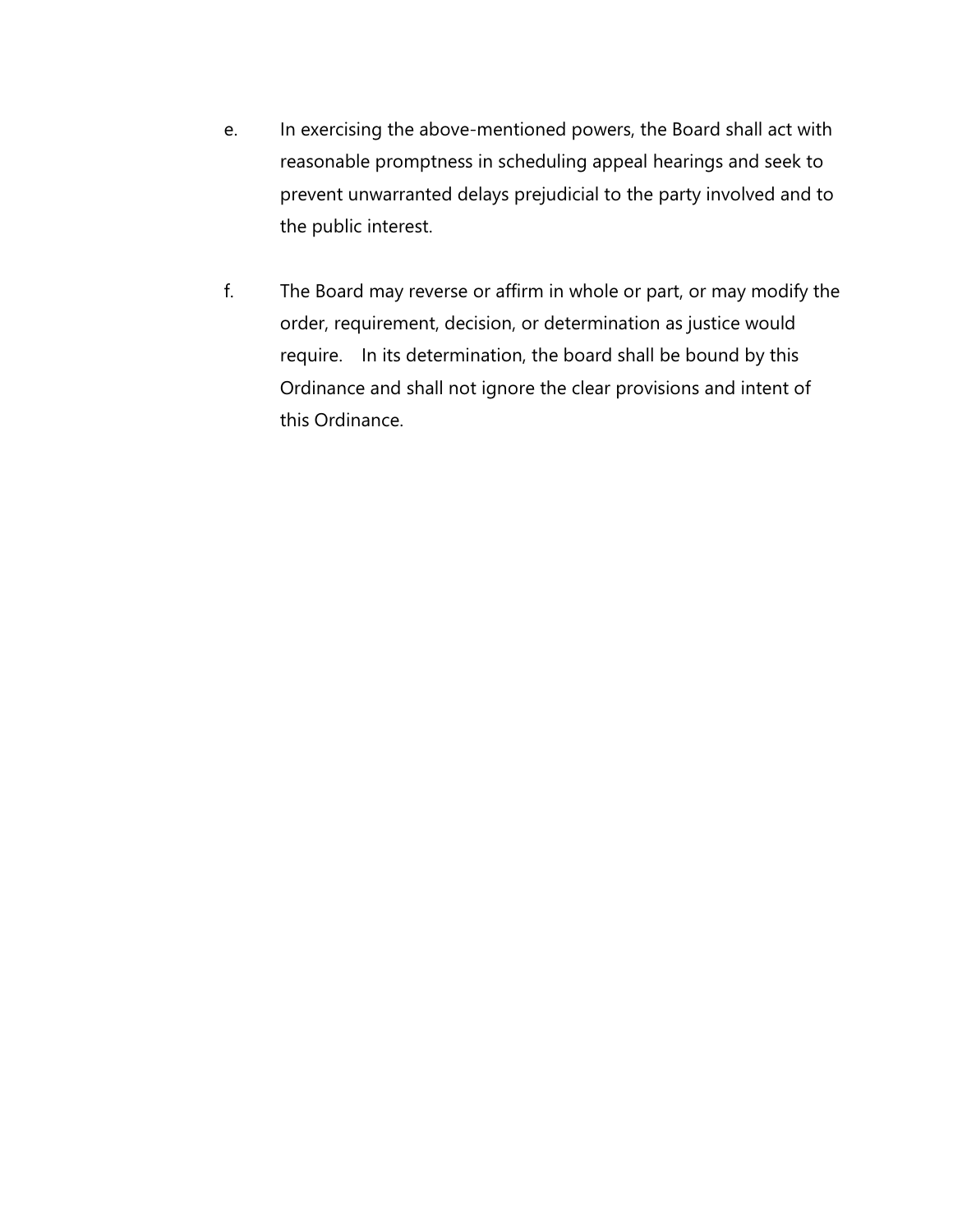e. In exercising the above-mentioned powers, the Board shall act with reasonable promptness in scheduling appeal hearings and seek to prevent unwarranted delays prejudicial to the party involved and to the public interest.

f. The Board may reverse or affirm in whole or part, or may modify the order, requirement, decision, or determination as justice would require. In its determination, the board shall be bound by this Ordinance and shall not ignore the clear provisions and intent of this Ordinance.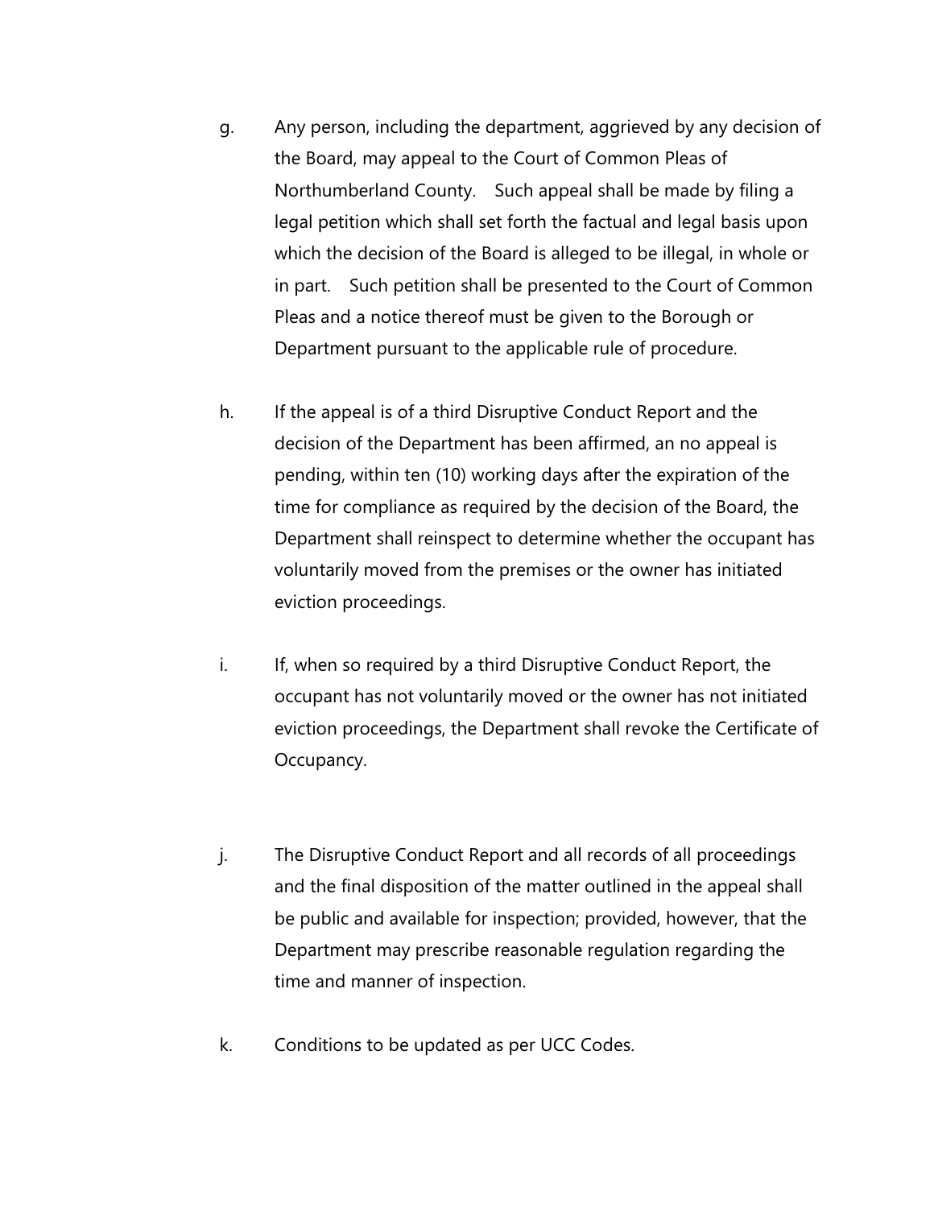g. Any person, including the department, aggrieved by any decision of the Board, may appeal to the Court of Common Pleas of Northumberland County. Such appeal shall be made by filing a legal petition which shall set forth the factual and legal basis upon which the decision of the Board is alleged to be illegal, in whole or in part. Such petition shall be presented to the Court of Common Pleas and a notice thereof must be given to the Borough or Department pursuant to the applicable rule of procedure.

h. If the appeal is of a third Disruptive Conduct Report and the decision of the Department has been affirmed, an no appeal is pending, within ten (10) working days after the expiration of the time for compliance as required by the decision of the Board, the Department shall reinspect to determine whether the occupant has voluntarily moved from the premises or the owner has initiated eviction proceedings.

i. If, when so required by a third Disruptive Conduct Report, the occupant has not voluntarily moved or the owner has not initiated eviction proceedings, the Department shall revoke the Certificate of Occupancy.

j. The Disruptive Conduct Report and all records of all proceedings and the final disposition of the matter outlined in the appeal shall be public and available for inspection; provided, however, that the Department may prescribe reasonable regulation regarding the time and manner of inspection.

k. Conditions to be updated as per UCC Codes.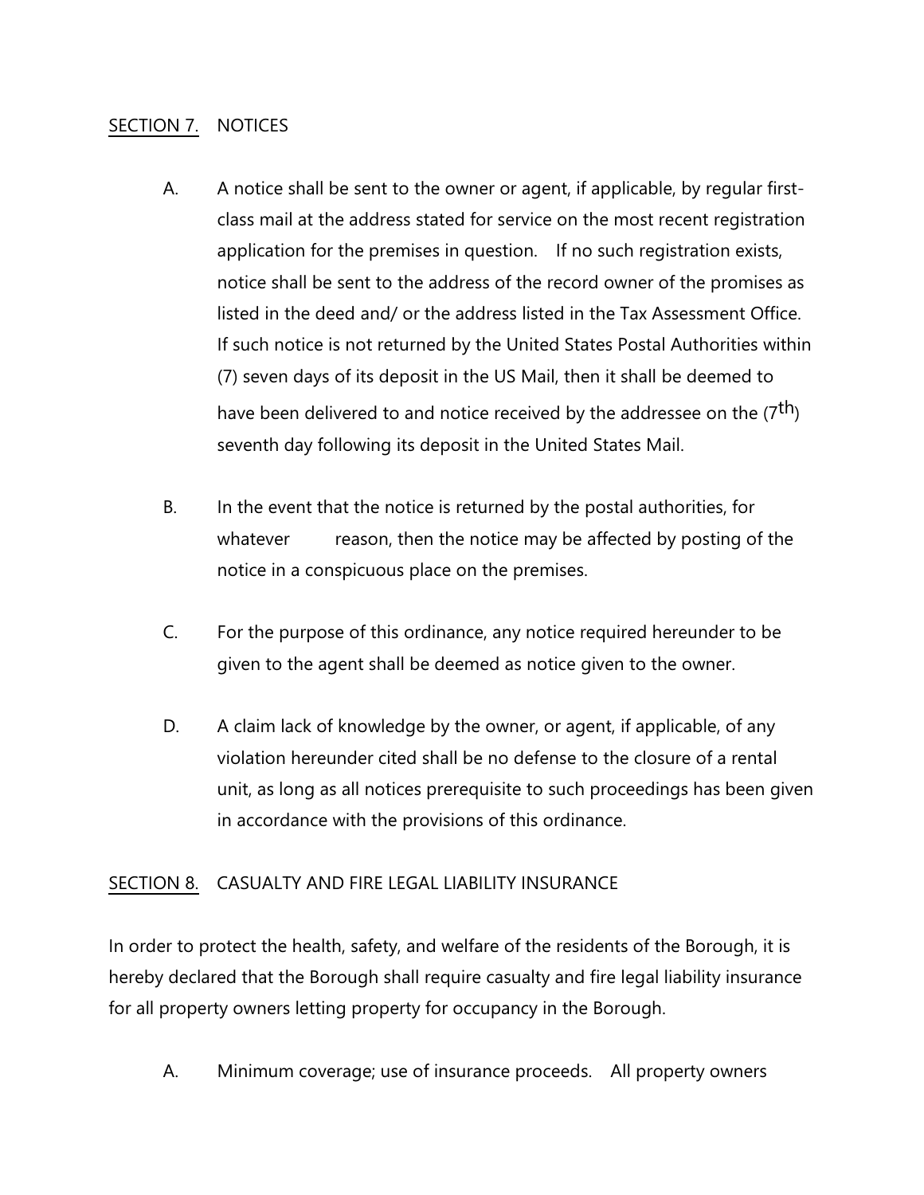## SECTION 7. NOTICES

A. A notice shall be sent to the owner or agent, if applicable, by regular first-class mail at the address stated for service on the most recent registration application for the premises in question. If no such registration exists, notice shall be sent to the address of the record owner of the promises as listed in the deed and/ or the address listed in the Tax Assessment Office. If such notice is not returned by the United States Postal Authorities within (7) seven days of its deposit in the US Mail, then it shall be deemed to have been delivered to and notice received by the addressee on the (7th) seventh day following its deposit in the United States Mail.

B. In the event that the notice is returned by the postal authorities, for whatever reason, then the notice may be affected by posting of the notice in a conspicuous place on the premises.

C. For the purpose of this ordinance, any notice required hereunder to be given to the agent shall be deemed as notice given to the owner.

D. A claim lack of knowledge by the owner, or agent, if applicable, of any violation hereunder cited shall be no defense to the closure of a rental unit, as long as all notices prerequisite to such proceedings has been given in accordance with the provisions of this ordinance.

## SECTION 8. CASUALTY AND FIRE LEGAL LIABILITY INSURANCE

In order to protect the health, safety, and welfare of the residents of the Borough, it is hereby declared that the Borough shall require casualty and fire legal liability insurance for all property owners letting property for occupancy in the Borough.

A. Minimum coverage; use of insurance proceeds. All property owners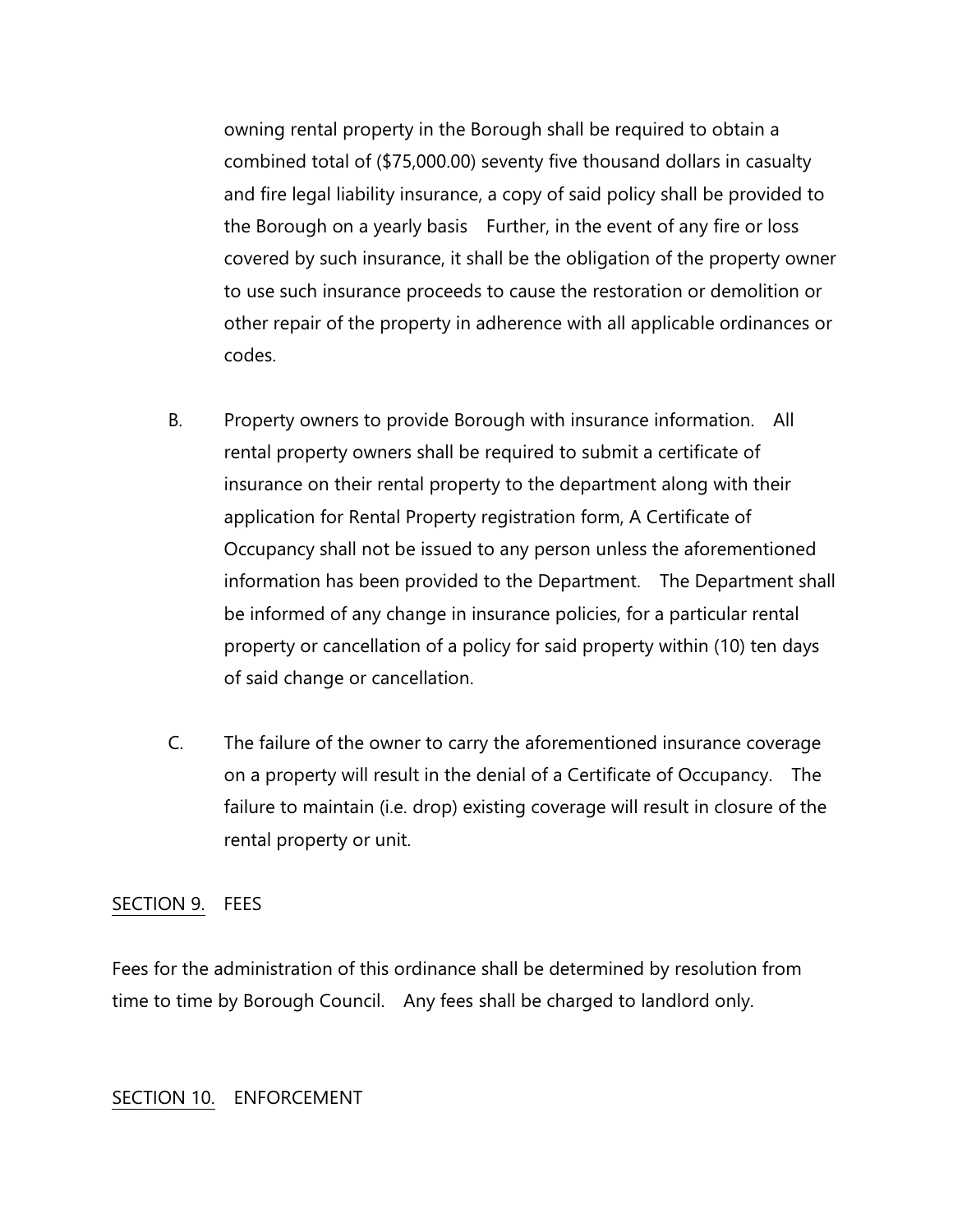owning rental property in the Borough shall be required to obtain a combined total of ($75,000.00) seventy five thousand dollars in casualty and fire legal liability insurance, a copy of said policy shall be provided to the Borough on a yearly basis Further, in the event of any fire or loss covered by such insurance, it shall be the obligation of the property owner to use such insurance proceeds to cause the restoration or demolition or other repair of the property in adherence with all applicable ordinances or codes.

B. Property owners to provide Borough with insurance information. All rental property owners shall be required to submit a certificate of insurance on their rental property to the department along with their application for Rental Property registration form, A Certificate of Occupancy shall not be issued to any person unless the aforementioned information has been provided to the Department. The Department shall be informed of any change in insurance policies, for a particular rental property or cancellation of a policy for said property within (10) ten days of said change or cancellation.

C. The failure of the owner to carry the aforementioned insurance coverage on a property will result in the denial of a Certificate of Occupancy. The failure to maintain (i.e. drop) existing coverage will result in closure of the rental property or unit.

<u>SECTION 9.</u> FEES

Fees for the administration of this ordinance shall be determined by resolution from time to time by Borough Council. Any fees shall be charged to landlord only.

<u>SECTION 10.</u> ENFORCEMENT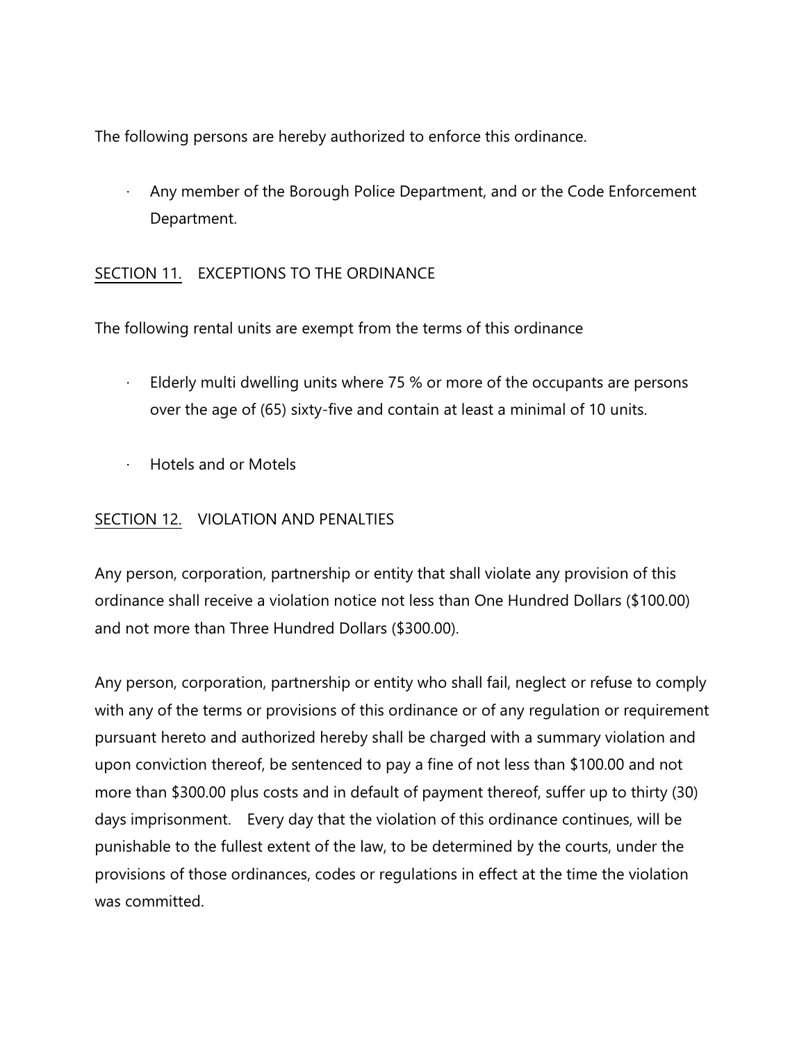The following persons are hereby authorized to enforce this ordinance.

- Any member of the Borough Police Department, and or the Code Enforcement Department.

<u>SECTION 11.</u> EXCEPTIONS TO THE ORDINANCE

The following rental units are exempt from the terms of this ordinance

- Elderly multi dwelling units where 75 % or more of the occupants are persons over the age of (65) sixty-five and contain at least a minimal of 10 units.
- Hotels and or Motels

<u>SECTION 12.</u> VIOLATION AND PENALTIES

Any person, corporation, partnership or entity that shall violate any provision of this ordinance shall receive a violation notice not less than One Hundred Dollars ($100.00) and not more than Three Hundred Dollars ($300.00).

Any person, corporation, partnership or entity who shall fail, neglect or refuse to comply with any of the terms or provisions of this ordinance or of any regulation or requirement pursuant hereto and authorized hereby shall be charged with a summary violation and upon conviction thereof, be sentenced to pay a fine of not less than $100.00 and not more than $300.00 plus costs and in default of payment thereof, suffer up to thirty (30) days imprisonment. Every day that the violation of this ordinance continues, will be punishable to the fullest extent of the law, to be determined by the courts, under the provisions of those ordinances, codes or regulations in effect at the time the violation was committed.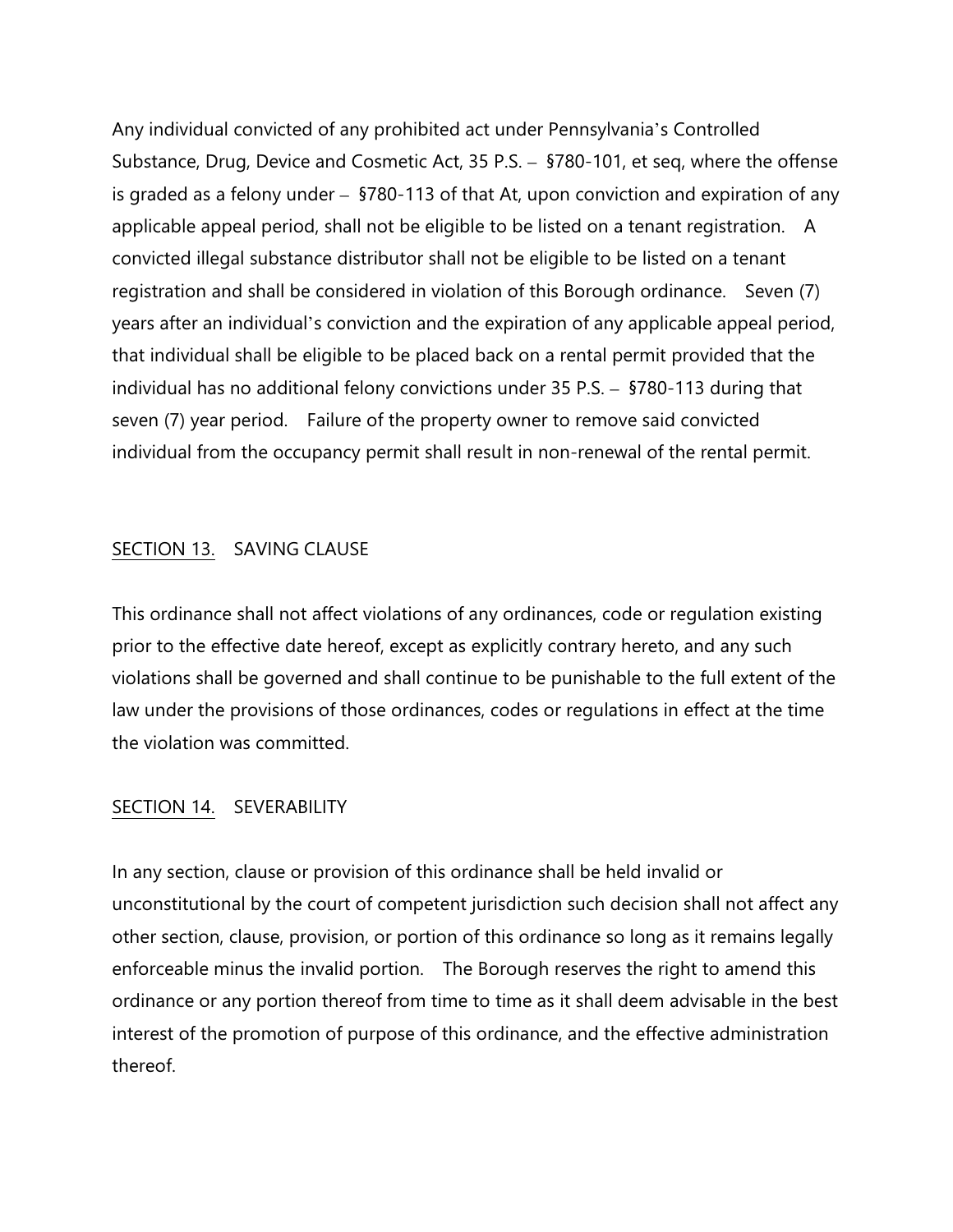Any individual convicted of any prohibited act under Pennsylvania's Controlled Substance, Drug, Device and Cosmetic Act, 35 P.S. – §780-101, et seq, where the offense is graded as a felony under – §780-113 of that At, upon conviction and expiration of any applicable appeal period, shall not be eligible to be listed on a tenant registration. A convicted illegal substance distributor shall not be eligible to be listed on a tenant registration and shall be considered in violation of this Borough ordinance. Seven (7) years after an individual's conviction and the expiration of any applicable appeal period, that individual shall be eligible to be placed back on a rental permit provided that the individual has no additional felony convictions under 35 P.S. – §780-113 during that seven (7) year period. Failure of the property owner to remove said convicted individual from the occupancy permit shall result in non-renewal of the rental permit.

## SECTION 13. SAVING CLAUSE

This ordinance shall not affect violations of any ordinances, code or regulation existing prior to the effective date hereof, except as explicitly contrary hereto, and any such violations shall be governed and shall continue to be punishable to the full extent of the law under the provisions of those ordinances, codes or regulations in effect at the time the violation was committed.

## SECTION 14. SEVERABILITY

In any section, clause or provision of this ordinance shall be held invalid or unconstitutional by the court of competent jurisdiction such decision shall not affect any other section, clause, provision, or portion of this ordinance so long as it remains legally enforceable minus the invalid portion. The Borough reserves the right to amend this ordinance or any portion thereof from time to time as it shall deem advisable in the best interest of the promotion of purpose of this ordinance, and the effective administration thereof.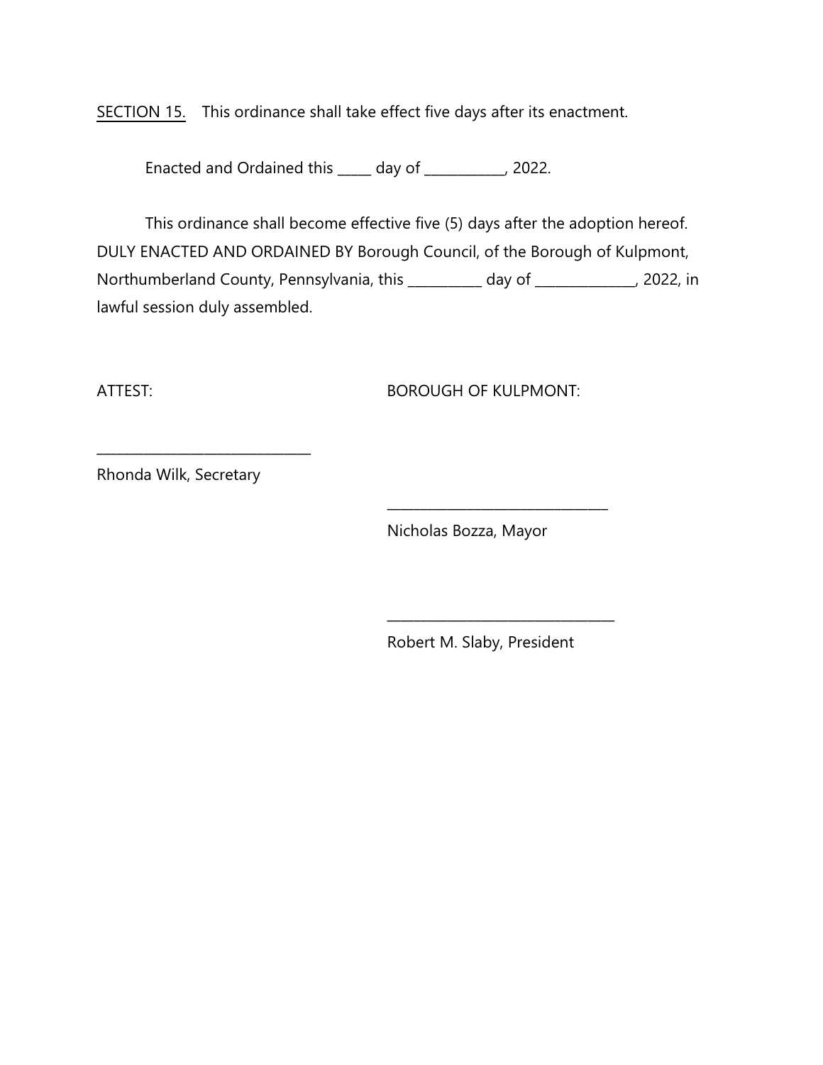SECTION 15. This ordinance shall take effect five days after its enactment.

Enacted and Ordained this _____ day of ___________, 2022.

This ordinance shall become effective five (5) days after the adoption hereof. DULY ENACTED AND ORDAINED BY Borough Council, of the Borough of Kulpmont, Northumberland County, Pennsylvania, this __________ day of ______________, 2022, in lawful session duly assembled.

ATTEST:

______________________________

Rhonda Wilk, Secretary

BOROUGH OF KULPMONT:

_______________________________

Nicholas Bozza, Mayor

________________________________

Robert M. Slaby, President